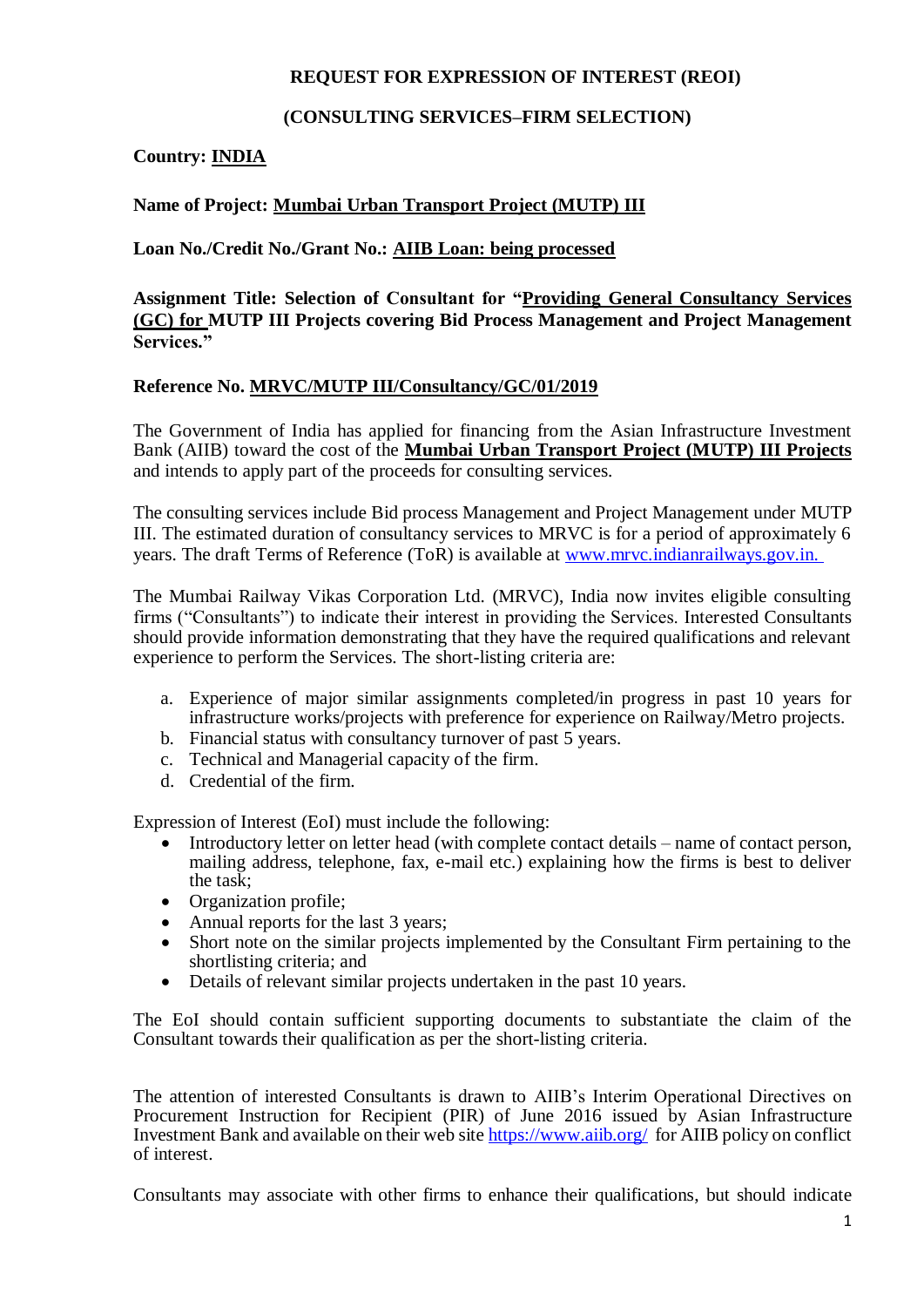# REQUEST FOR EXPRESSION OF INTEREST (REOI)

## (CONSULTING SERVICES–FIRM SELECTION)

**Country: INDIA**

**Name of Project: Mumbai Urban Transport Project (MUTP) III**

**Loan No./Credit No./Grant No.: AIIB Loan: being processed**

**Assignment Title: Selection of Consultant for "Providing General Consultancy Services (GC) for MUTP III Projects covering Bid Process Management and Project Management Services."**

**Reference No. MRVC/MUTP III/Consultancy/GC/01/2019**

The Government of India has applied for financing from the Asian Infrastructure Investment Bank (AIIB) toward the cost of the **Mumbai Urban Transport Project (MUTP) III Projects** and intends to apply part of the proceeds for consulting services.

The consulting services include Bid process Management and Project Management under MUTP III. The estimated duration of consultancy services to MRVC is for a period of approximately 6 years. The draft Terms of Reference (ToR) is available at www.mrvc.indianrailways.gov.in.

The Mumbai Railway Vikas Corporation Ltd. (MRVC), India now invites eligible consulting firms ("Consultants") to indicate their interest in providing the Services. Interested Consultants should provide information demonstrating that they have the required qualifications and relevant experience to perform the Services. The short-listing criteria are:

a. Experience of major similar assignments completed/in progress in past 10 years for infrastructure works/projects with preference for experience on Railway/Metro projects.
b. Financial status with consultancy turnover of past 5 years.
c. Technical and Managerial capacity of the firm.
d. Credential of the firm.

Expression of Interest (EoI) must include the following:

- Introductory letter on letter head (with complete contact details – name of contact person, mailing address, telephone, fax, e-mail etc.) explaining how the firms is best to deliver the task;
- Organization profile;
- Annual reports for the last 3 years;
- Short note on the similar projects implemented by the Consultant Firm pertaining to the shortlisting criteria; and
- Details of relevant similar projects undertaken in the past 10 years.

The EoI should contain sufficient supporting documents to substantiate the claim of the Consultant towards their qualification as per the short-listing criteria.

The attention of interested Consultants is drawn to AIIB's Interim Operational Directives on Procurement Instruction for Recipient (PIR) of June 2016 issued by Asian Infrastructure Investment Bank and available on their web site https://www.aiib.org/ for AIIB policy on conflict of interest.

Consultants may associate with other firms to enhance their qualifications, but should indicate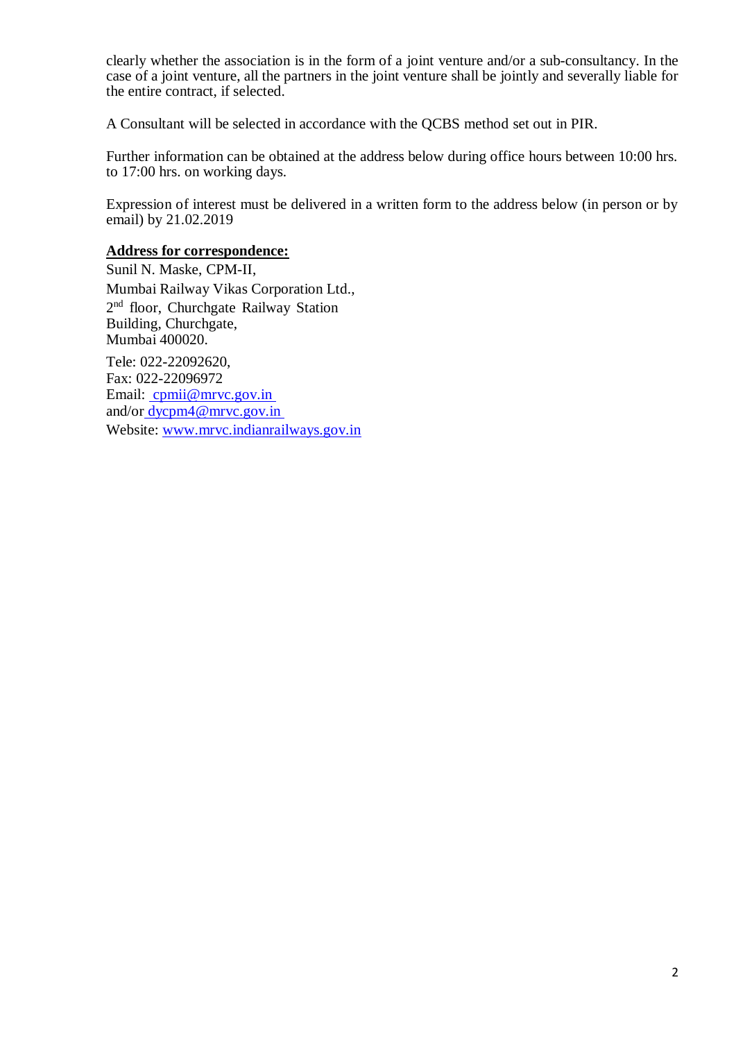clearly whether the association is in the form of a joint venture and/or a sub-consultancy. In the case of a joint venture, all the partners in the joint venture shall be jointly and severally liable for the entire contract, if selected.

A Consultant will be selected in accordance with the QCBS method set out in PIR.

Further information can be obtained at the address below during office hours between 10:00 hrs. to 17:00 hrs. on working days.

Expression of interest must be delivered in a written form to the address below (in person or by email) by 21.02.2019

**Address for correspondence:**

Sunil N. Maske, CPM-II,
Mumbai Railway Vikas Corporation Ltd.,
2nd floor, Churchgate Railway Station Building, Churchgate,
Mumbai 400020.

Tele: 022-22092620,
Fax: 022-22096972
Email: cpmii@mrvc.gov.in
and/or dycpm4@mrvc.gov.in
Website: www.mrvc.indianrailways.gov.in